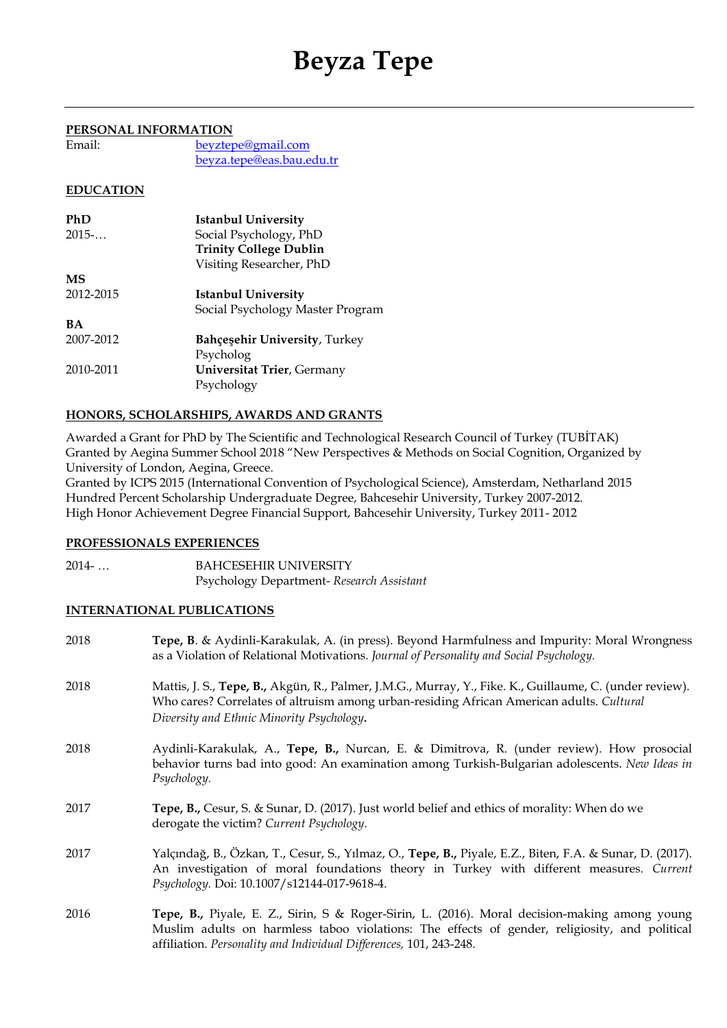# Beyza Tepe

## PERSONAL INFORMATION

Email: beyztepe@gmail.com
beyza.tepe@eas.bau.edu.tr

## EDUCATION

**PhD**
2015-… **Istanbul University**
Social Psychology, PhD
**Trinity College Dublin**
Visiting Researcher, PhD

**MS**
2012-2015 **Istanbul University**
Social Psychology Master Program

**BA**
2007-2012 **Bahçeşehir University**, Turkey
Psycholog
2010-2011 **Universitat Trier**, Germany
Psychology

## HONORS, SCHOLARSHIPS, AWARDS AND GRANTS

Awarded a Grant for PhD by The Scientific and Technological Research Council of Turkey (TUBİTAK)
Granted by Aegina Summer School 2018 "New Perspectives & Methods on Social Cognition, Organized by University of London, Aegina, Greece.
Granted by ICPS 2015 (International Convention of Psychological Science), Amsterdam, Netharland 2015
Hundred Percent Scholarship Undergraduate Degree, Bahcesehir University, Turkey 2007-2012.
High Honor Achievement Degree Financial Support, Bahcesehir University, Turkey 2011- 2012

## PROFESSIONALS EXPERIENCES

2014- … BAHCESEHIR UNIVERSITY
Psychology Department- *Research Assistant*

## INTERNATIONAL PUBLICATIONS

2018 **Tepe, B**. & Aydinli-Karakulak, A. (in press). Beyond Harmfulness and Impurity: Moral Wrongness as a Violation of Relational Motivations. *Journal of Personality and Social Psychology.*

2018 Mattis, J. S., **Tepe, B.,** Akgün, R., Palmer, J.M.G., Murray, Y., Fike. K., Guillaume, C. (under review). Who cares? Correlates of altruism among urban-residing African American adults. *Cultural Diversity and Ethnic Minority Psychology***.**

2018 Aydinli-Karakulak, A., **Tepe, B.,** Nurcan, E. & Dimitrova, R. (under review). How prosocial behavior turns bad into good: An examination among Turkish-Bulgarian adolescents. *New Ideas in Psychology.*

2017 **Tepe, B.,** Cesur, S. & Sunar, D. (2017). Just world belief and ethics of morality: When do we derogate the victim? *Current Psychology.*

2017 Yalçındağ, B., Özkan, T., Cesur, S., Yılmaz, O., **Tepe, B.,** Piyale, E.Z., Biten, F.A. & Sunar, D. (2017). An investigation of moral foundations theory in Turkey with different measures. *Current Psychology.* Doi: 10.1007/s12144-017-9618-4.

2016 **Tepe, B.,** Piyale, E. Z., Sirin, S & Roger-Sirin, L. (2016). Moral decision-making among young Muslim adults on harmless taboo violations: The effects of gender, religiosity, and political affiliation. *Personality and Individual Differences,* 101, 243-248.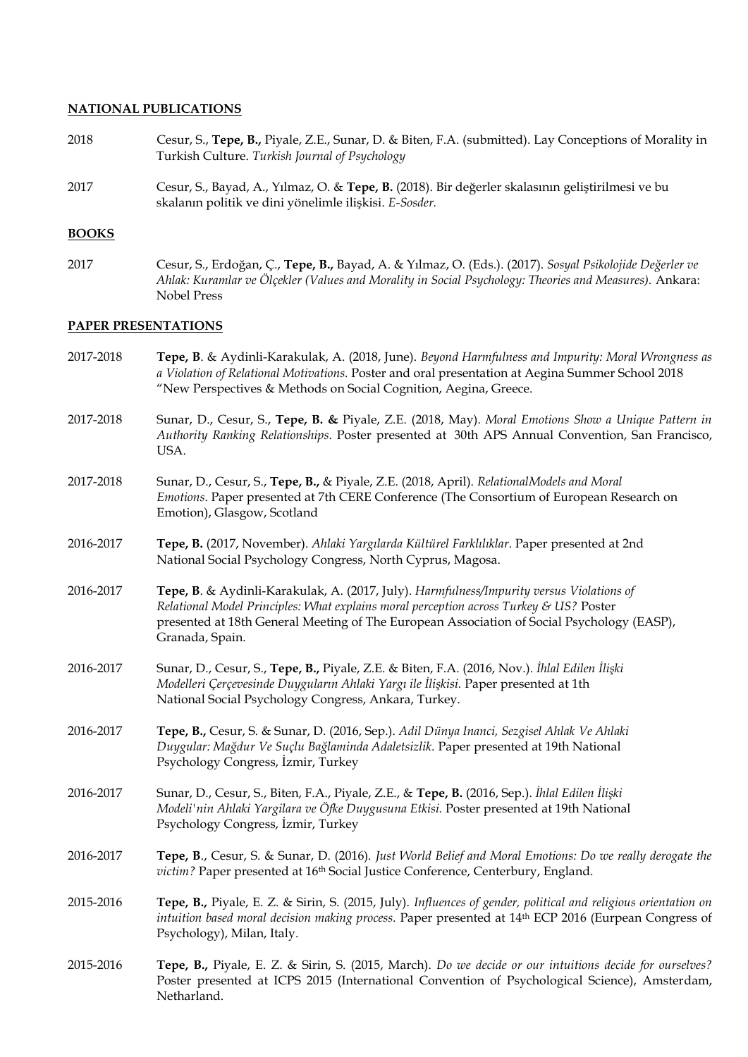## NATIONAL PUBLICATIONS

2018 Cesur, S., **Tepe, B.,** Piyale, Z.E., Sunar, D. & Biten, F.A. (submitted). Lay Conceptions of Morality in Turkish Culture. *Turkish Journal of Psychology*

2017 Cesur, S., Bayad, A., Yılmaz, O. & **Tepe, B.** (2018). Bir değerler skalasının geliştirilmesi ve bu skalanın politik ve dini yönelimle ilişkisi. *E-Sosder.*

## BOOKS

2017 Cesur, S., Erdoğan, Ç., **Tepe, B.,** Bayad, A. & Yılmaz, O. (Eds.). (2017). *Sosyal Psikolojide Değerler ve Ahlak: Kuramlar ve Ölçekler (Values and Morality in Social Psychology: Theories and Measures).* Ankara: Nobel Press

## PAPER PRESENTATIONS

2017-2018 **Tepe, B**. & Aydinli-Karakulak, A. (2018, June). *Beyond Harmfulness and Impurity: Moral Wrongness as a Violation of Relational Motivations.* Poster and oral presentation at Aegina Summer School 2018 "New Perspectives & Methods on Social Cognition, Aegina, Greece.

2017-2018 Sunar, D., Cesur, S., **Tepe, B. &** Piyale, Z.E. (2018, May). *Moral Emotions Show a Unique Pattern in Authority Ranking Relationships*. Poster presented at 30th APS Annual Convention, San Francisco, USA.

2017-2018 Sunar, D., Cesur, S., **Tepe, B.,** & Piyale, Z.E. (2018, April). *RelationalModels and Moral Emotions*. Paper presented at 7th CERE Conference (The Consortium of European Research on Emotion), Glasgow, Scotland

2016-2017 **Tepe, B.** (2017, November). *Ahlaki Yargılarda Kültürel Farklılıklar*. Paper presented at 2nd National Social Psychology Congress, North Cyprus, Magosa.

2016-2017 **Tepe, B**. & Aydinli-Karakulak, A. (2017, July). *Harmfulness/Impurity versus Violations of Relational Model Principles: What explains moral perception across Turkey & US?* Poster presented at 18th General Meeting of The European Association of Social Psychology (EASP), Granada, Spain.

2016-2017 Sunar, D., Cesur, S., **Tepe, B.,** Piyale, Z.E. & Biten, F.A. (2016, Nov.). *İhlal Edilen İlişki Modelleri Çerçevesinde Duyguların Ahlaki Yargı ile İlişkisi.* Paper presented at 1th National Social Psychology Congress, Ankara, Turkey.

2016-2017 **Tepe, B.,** Cesur, S. & Sunar, D. (2016, Sep.). *Adil Dünya Inanci, Sezgisel Ahlak Ve Ahlaki Duygular: Mağdur Ve Suçlu Bağlaminda Adaletsizlik.* Paper presented at 19th National Psychology Congress, İzmir, Turkey

2016-2017 Sunar, D., Cesur, S., Biten, F.A., Piyale, Z.E., & **Tepe, B.** (2016, Sep.). *İhlal Edilen İlişki Modeli'nin Ahlaki Yargilara ve Öfke Duygusuna Etkisi.* Poster presented at 19th National Psychology Congress, İzmir, Turkey

2016-2017 **Tepe, B**., Cesur, S. & Sunar, D. (2016). *Just World Belief and Moral Emotions: Do we really derogate the victim?* Paper presented at 16th Social Justice Conference, Centerbury, England.

2015-2016 **Tepe, B.,** Piyale, E. Z. & Sirin, S. (2015, July). *Influences of gender, political and religious orientation on intuition based moral decision making process.* Paper presented at 14th ECP 2016 (Eurpean Congress of Psychology), Milan, Italy.

2015-2016 **Tepe, B.,** Piyale, E. Z. & Sirin, S. (2015, March). *Do we decide or our intuitions decide for ourselves?* Poster presented at ICPS 2015 (International Convention of Psychological Science), Amsterdam, Netharland.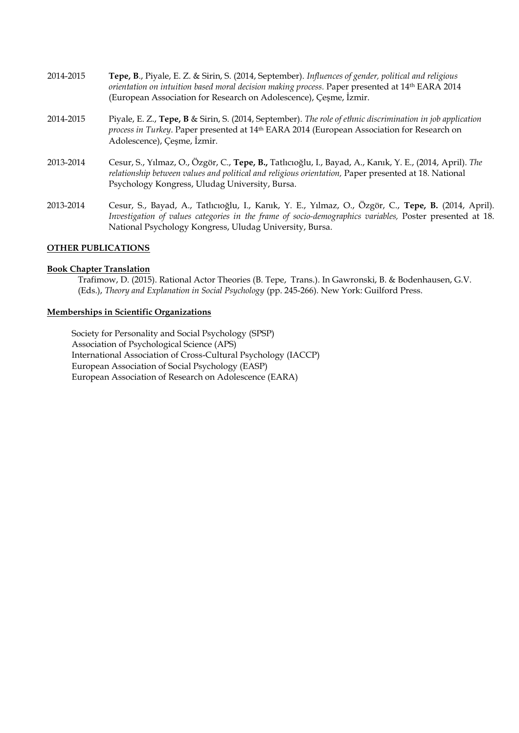2014-2015 **Tepe, B**., Piyale, E. Z. & Sirin, S. (2014, September). *Influences of gender, political and religious orientation on intuition based moral decision making process.* Paper presented at 14th EARA 2014 (European Association for Research on Adolescence), Çeşme, İzmir.

2014-2015 Piyale, E. Z., **Tepe, B** & Sirin, S. (2014, September). *The role of ethnic discrimination in job application process in Turkey*. Paper presented at 14th EARA 2014 (European Association for Research on Adolescence), Çeşme, İzmir.

2013-2014 Cesur, S., Yılmaz, O., Özgör, C., **Tepe, B.,** Tatlıcıoğlu, I., Bayad, A., Kanık, Y. E., (2014, April). *The relationship between values and political and religious orientation,* Paper presented at 18. National Psychology Kongress, Uludag University, Bursa.

2013-2014 Cesur, S., Bayad, A., Tatlıcıoğlu, I., Kanık, Y. E., Yılmaz, O., Özgör, C., **Tepe, B.** (2014, April). *Investigation of values categories in the frame of socio-demographics variables,* Poster presented at 18. National Psychology Kongress, Uludag University, Bursa.

**OTHER PUBLICATIONS**

**Book Chapter Translation**

Trafimow, D. (2015). Rational Actor Theories (B. Tepe, Trans.). In Gawronski, B. & Bodenhausen, G.V. (Eds.), *Theory and Explanation in Social Psychology* (pp. 245-266). New York: Guilford Press.

**Memberships in Scientific Organizations**

Society for Personality and Social Psychology (SPSP)
Association of Psychological Science (APS)
International Association of Cross-Cultural Psychology (IACCP)
European Association of Social Psychology (EASP)
European Association of Research on Adolescence (EARA)